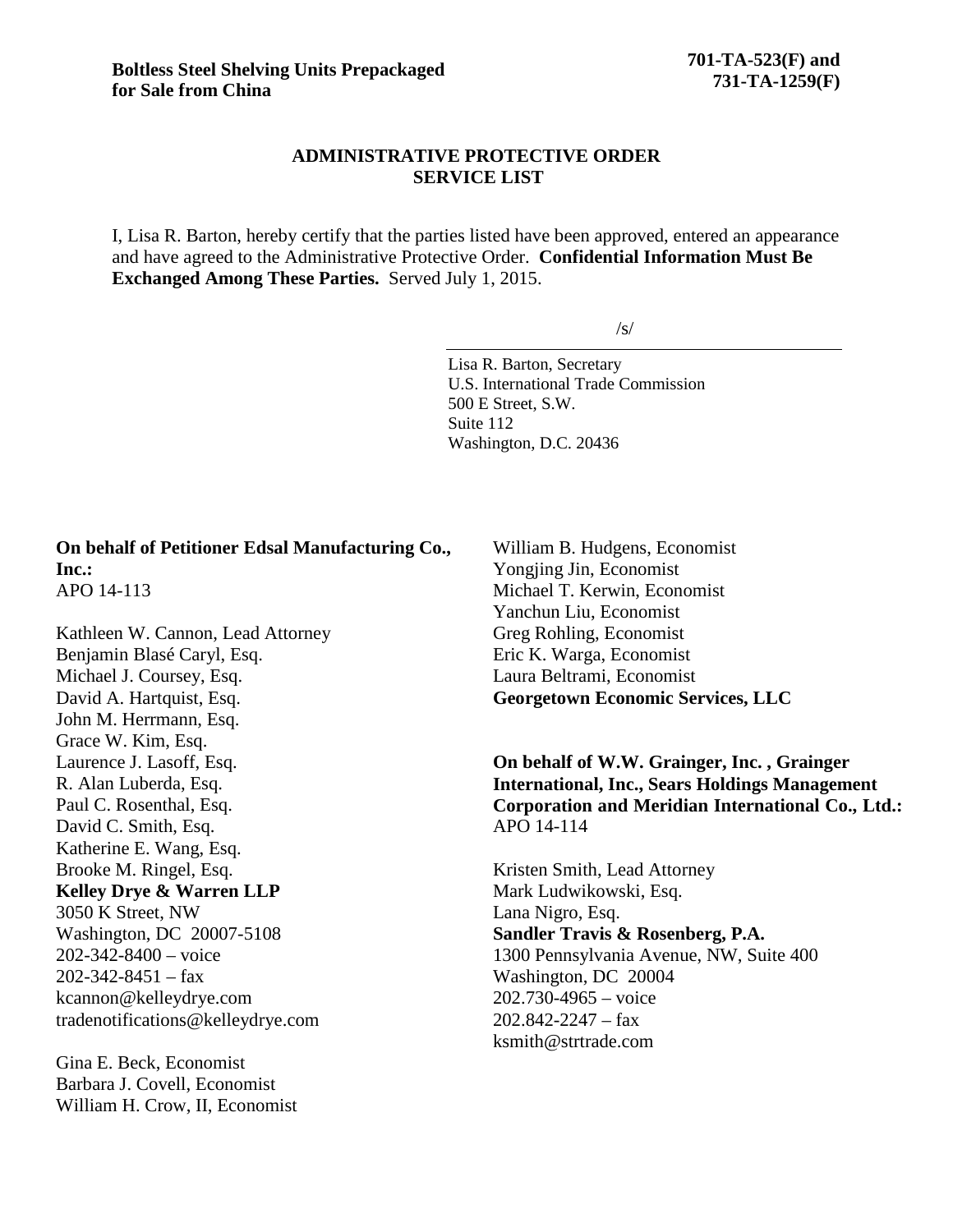**Boltless Steel Shelving Units Prepackaged for Sale from China**

**701-TA-523(F) and 731-TA-1259(F)**

## ADMINISTRATIVE PROTECTIVE ORDER SERVICE LIST

I, Lisa R. Barton, hereby certify that the parties listed have been approved, entered an appearance and have agreed to the Administrative Protective Order. **Confidential Information Must Be Exchanged Among These Parties.** Served July 1, 2015.

/s/

Lisa R. Barton, Secretary
U.S. International Trade Commission
500 E Street, S.W.
Suite 112
Washington, D.C. 20436

**On behalf of Petitioner Edsal Manufacturing Co., Inc.:**
APO 14-113

Kathleen W. Cannon, Lead Attorney
Benjamin Blasé Caryl, Esq.
Michael J. Coursey, Esq.
David A. Hartquist, Esq.
John M. Herrmann, Esq.
Grace W. Kim, Esq.
Laurence J. Lasoff, Esq.
R. Alan Luberda, Esq.
Paul C. Rosenthal, Esq.
David C. Smith, Esq.
Katherine E. Wang, Esq.
Brooke M. Ringel, Esq.
**Kelley Drye & Warren LLP**
3050 K Street, NW
Washington, DC 20007-5108
202-342-8400 – voice
202-342-8451 – fax
kcannon@kelleydrye.com
tradenotifications@kelleydrye.com

Gina E. Beck, Economist
Barbara J. Covell, Economist
William H. Crow, II, Economist
William B. Hudgens, Economist
Yongjing Jin, Economist
Michael T. Kerwin, Economist
Yanchun Liu, Economist
Greg Rohling, Economist
Eric K. Warga, Economist
Laura Beltrami, Economist
**Georgetown Economic Services, LLC**

**On behalf of W.W. Grainger, Inc. , Grainger International, Inc., Sears Holdings Management Corporation and Meridian International Co., Ltd.:**
APO 14-114

Kristen Smith, Lead Attorney
Mark Ludwikowski, Esq.
Lana Nigro, Esq.
**Sandler Travis & Rosenberg, P.A.**
1300 Pennsylvania Avenue, NW, Suite 400
Washington, DC 20004
202.730-4965 – voice
202.842-2247 – fax
ksmith@strtrade.com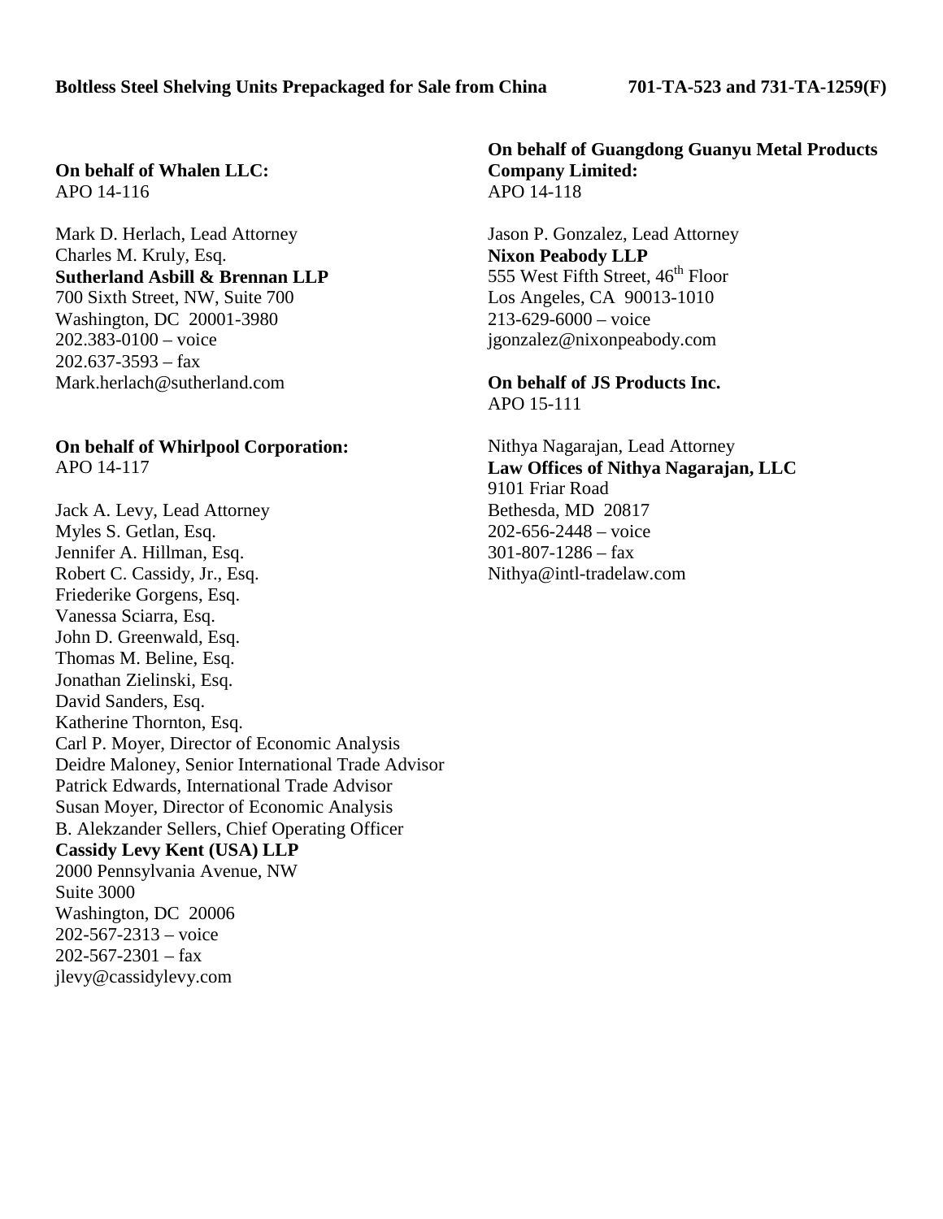**Boltless Steel Shelving Units Prepackaged for Sale from China 701-TA-523 and 731-TA-1259(F)**

**On behalf of Whalen LLC:**
APO 14-116

Mark D. Herlach, Lead Attorney
Charles M. Kruly, Esq.
**Sutherland Asbill & Brennan LLP**
700 Sixth Street, NW, Suite 700
Washington, DC 20001-3980
202.383-0100 – voice
202.637-3593 – fax
Mark.herlach@sutherland.com

**On behalf of Whirlpool Corporation:**
APO 14-117

Jack A. Levy, Lead Attorney
Myles S. Getlan, Esq.
Jennifer A. Hillman, Esq.
Robert C. Cassidy, Jr., Esq.
Friederike Gorgens, Esq.
Vanessa Sciarra, Esq.
John D. Greenwald, Esq.
Thomas M. Beline, Esq.
Jonathan Zielinski, Esq.
David Sanders, Esq.
Katherine Thornton, Esq.
Carl P. Moyer, Director of Economic Analysis
Deidre Maloney, Senior International Trade Advisor
Patrick Edwards, International Trade Advisor
Susan Moyer, Director of Economic Analysis
B. Alekzander Sellers, Chief Operating Officer
**Cassidy Levy Kent (USA) LLP**
2000 Pennsylvania Avenue, NW
Suite 3000
Washington, DC 20006
202-567-2313 – voice
202-567-2301 – fax
jlevy@cassidylevy.com

**On behalf of Guangdong Guanyu Metal Products Company Limited:**
APO 14-118

Jason P. Gonzalez, Lead Attorney
**Nixon Peabody LLP**
555 West Fifth Street, 46th Floor
Los Angeles, CA 90013-1010
213-629-6000 – voice
jgonzalez@nixonpeabody.com

**On behalf of JS Products Inc.**
APO 15-111

Nithya Nagarajan, Lead Attorney
**Law Offices of Nithya Nagarajan, LLC**
9101 Friar Road
Bethesda, MD 20817
202-656-2448 – voice
301-807-1286 – fax
Nithya@intl-tradelaw.com